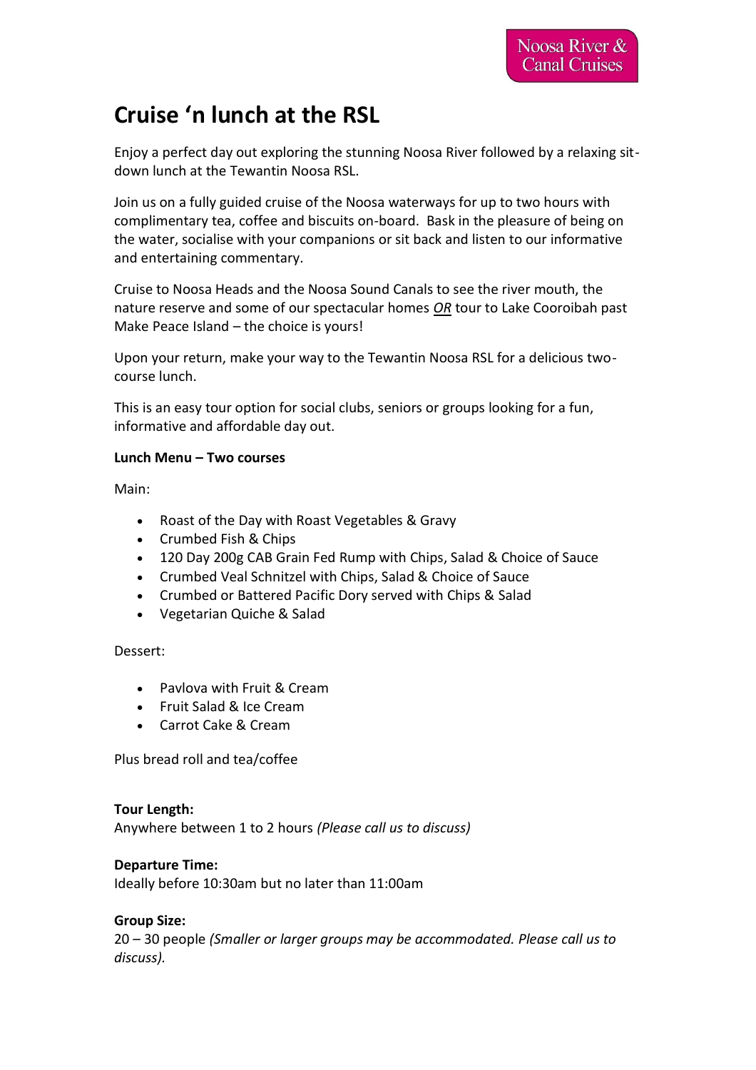Noosa River & Canal Cruises

# Cruise 'n lunch at the RSL

Enjoy a perfect day out exploring the stunning Noosa River followed by a relaxing sit-down lunch at the Tewantin Noosa RSL.

Join us on a fully guided cruise of the Noosa waterways for up to two hours with complimentary tea, coffee and biscuits on-board. Bask in the pleasure of being on the water, socialise with your companions or sit back and listen to our informative and entertaining commentary.

Cruise to Noosa Heads and the Noosa Sound Canals to see the river mouth, the nature reserve and some of our spectacular homes ***OR*** tour to Lake Cooroibah past Make Peace Island – the choice is yours!

Upon your return, make your way to the Tewantin Noosa RSL for a delicious two-course lunch.

This is an easy tour option for social clubs, seniors or groups looking for a fun, informative and affordable day out.

**Lunch Menu – Two courses**

Main:

- Roast of the Day with Roast Vegetables & Gravy
- Crumbed Fish & Chips
- 120 Day 200g CAB Grain Fed Rump with Chips, Salad & Choice of Sauce
- Crumbed Veal Schnitzel with Chips, Salad & Choice of Sauce
- Crumbed or Battered Pacific Dory served with Chips & Salad
- Vegetarian Quiche & Salad

Dessert:

- Pavlova with Fruit & Cream
- Fruit Salad & Ice Cream
- Carrot Cake & Cream

Plus bread roll and tea/coffee

**Tour Length:**
Anywhere between 1 to 2 hours *(Please call us to discuss)*

**Departure Time:**
Ideally before 10:30am but no later than 11:00am

**Group Size:**
20 – 30 people *(Smaller or larger groups may be accommodated. Please call us to discuss).*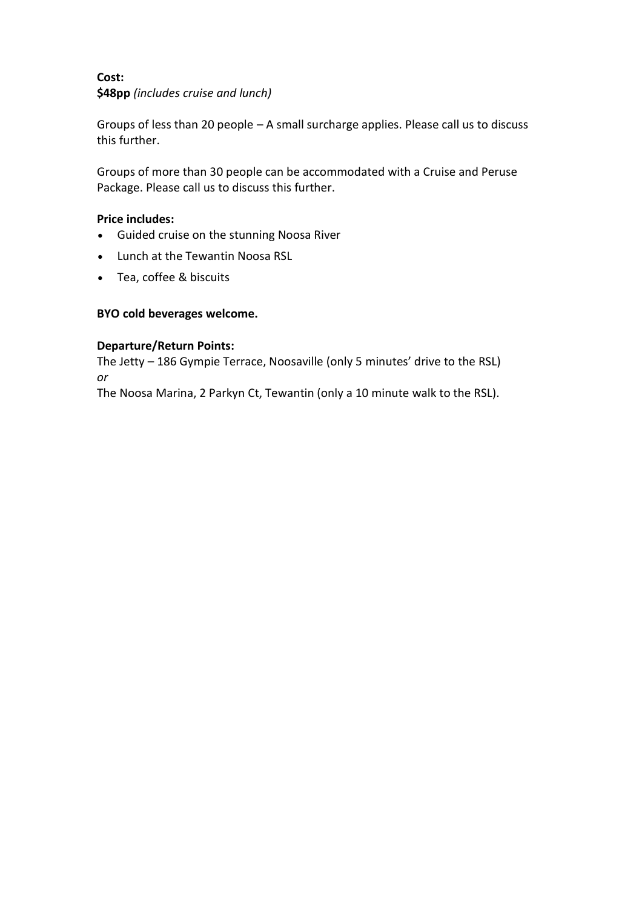**Cost:**
**$48pp** *(includes cruise and lunch)*

Groups of less than 20 people – A small surcharge applies. Please call us to discuss this further.

Groups of more than 30 people can be accommodated with a Cruise and Peruse Package. Please call us to discuss this further.

**Price includes:**

- Guided cruise on the stunning Noosa River
- Lunch at the Tewantin Noosa RSL
- Tea, coffee & biscuits

**BYO cold beverages welcome.**

**Departure/Return Points:**
The Jetty – 186 Gympie Terrace, Noosaville (only 5 minutes' drive to the RSL)
*or*
The Noosa Marina, 2 Parkyn Ct, Tewantin (only a 10 minute walk to the RSL).